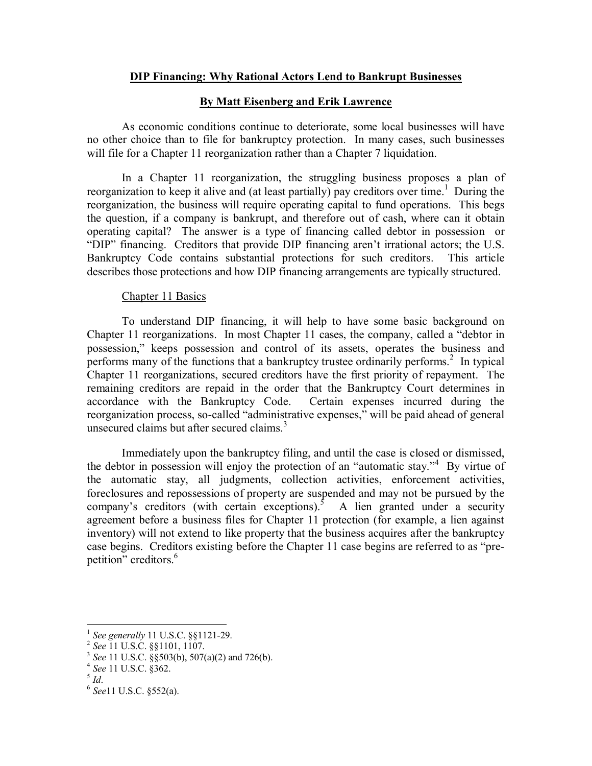# DIP Financing: Why Rational Actors Lend to Bankrupt Businesses

## By Matt Eisenberg and Erik Lawrence

As economic conditions continue to deteriorate, some local businesses will have no other choice than to file for bankruptcy protection. In many cases, such businesses will file for a Chapter 11 reorganization rather than a Chapter 7 liquidation.

In a Chapter 11 reorganization, the struggling business proposes a plan of reorganization to keep it alive and (at least partially) pay creditors over time.[1] During the reorganization, the business will require operating capital to fund operations. This begs the question, if a company is bankrupt, and therefore out of cash, where can it obtain operating capital? The answer is a type of financing called debtor in possession or "DIP" financing. Creditors that provide DIP financing aren't irrational actors; the U.S. Bankruptcy Code contains substantial protections for such creditors. This article describes those protections and how DIP financing arrangements are typically structured.

### Chapter 11 Basics

To understand DIP financing, it will help to have some basic background on Chapter 11 reorganizations. In most Chapter 11 cases, the company, called a "debtor in possession," keeps possession and control of its assets, operates the business and performs many of the functions that a bankruptcy trustee ordinarily performs.[2] In typical Chapter 11 reorganizations, secured creditors have the first priority of repayment. The remaining creditors are repaid in the order that the Bankruptcy Court determines in accordance with the Bankruptcy Code. Certain expenses incurred during the reorganization process, so-called "administrative expenses," will be paid ahead of general unsecured claims but after secured claims.[3]

Immediately upon the bankruptcy filing, and until the case is closed or dismissed, the debtor in possession will enjoy the protection of an "automatic stay."[4] By virtue of the automatic stay, all judgments, collection activities, enforcement activities, foreclosures and repossessions of property are suspended and may not be pursued by the company's creditors (with certain exceptions).[5] A lien granted under a security agreement before a business files for Chapter 11 protection (for example, a lien against inventory) will not extend to like property that the business acquires after the bankruptcy case begins. Creditors existing before the Chapter 11 case begins are referred to as "pre-petition" creditors.[6]

---

[1] *See generally* 11 U.S.C. §§1121-29.

[2] *See* 11 U.S.C. §§1101, 1107.

[3] *See* 11 U.S.C. §§503(b), 507(a)(2) and 726(b).

[4] *See* 11 U.S.C. §362.

[5] *Id*.

[6] *See*11 U.S.C. §552(a).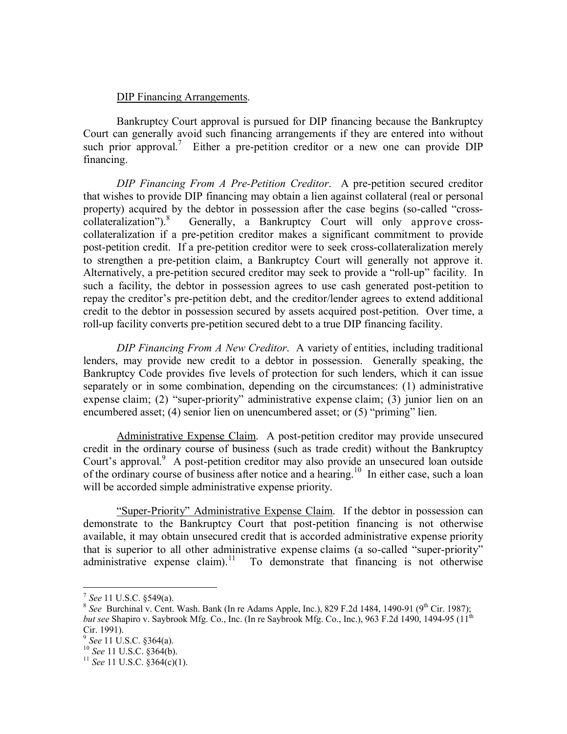DIP Financing Arrangements.

Bankruptcy Court approval is pursued for DIP financing because the Bankruptcy Court can generally avoid such financing arrangements if they are entered into without such prior approval.[7] Either a pre-petition creditor or a new one can provide DIP financing.

*DIP Financing From A Pre-Petition Creditor*. A pre-petition secured creditor that wishes to provide DIP financing may obtain a lien against collateral (real or personal property) acquired by the debtor in possession after the case begins (so-called "cross-collateralization").[8] Generally, a Bankruptcy Court will only approve cross-collateralization if a pre-petition creditor makes a significant commitment to provide post-petition credit. If a pre-petition creditor were to seek cross-collateralization merely to strengthen a pre-petition claim, a Bankruptcy Court will generally not approve it. Alternatively, a pre-petition secured creditor may seek to provide a "roll-up" facility. In such a facility, the debtor in possession agrees to use cash generated post-petition to repay the creditor's pre-petition debt, and the creditor/lender agrees to extend additional credit to the debtor in possession secured by assets acquired post-petition. Over time, a roll-up facility converts pre-petition secured debt to a true DIP financing facility.

*DIP Financing From A New Creditor*. A variety of entities, including traditional lenders, may provide new credit to a debtor in possession. Generally speaking, the Bankruptcy Code provides five levels of protection for such lenders, which it can issue separately or in some combination, depending on the circumstances: (1) administrative expense claim; (2) "super-priority" administrative expense claim; (3) junior lien on an encumbered asset; (4) senior lien on unencumbered asset; or (5) "priming" lien.

Administrative Expense Claim. A post-petition creditor may provide unsecured credit in the ordinary course of business (such as trade credit) without the Bankruptcy Court's approval.[9] A post-petition creditor may also provide an unsecured loan outside of the ordinary course of business after notice and a hearing.[10] In either case, such a loan will be accorded simple administrative expense priority.

"Super-Priority" Administrative Expense Claim. If the debtor in possession can demonstrate to the Bankruptcy Court that post-petition financing is not otherwise available, it may obtain unsecured credit that is accorded administrative expense priority that is superior to all other administrative expense claims (a so-called "super-priority" administrative expense claim).[11] To demonstrate that financing is not otherwise

---

[7] *See* 11 U.S.C. §549(a).

[8] *See* Burchinal v. Cent. Wash. Bank (In re Adams Apple, Inc.), 829 F.2d 1484, 1490-91 (9th Cir. 1987); *but see* Shapiro v. Saybrook Mfg. Co., Inc. (In re Saybrook Mfg. Co., Inc.), 963 F.2d 1490, 1494-95 (11th Cir. 1991).

[9] *See* 11 U.S.C. §364(a).

[10] *See* 11 U.S.C. §364(b).

[11] *See* 11 U.S.C. §364(c)(1).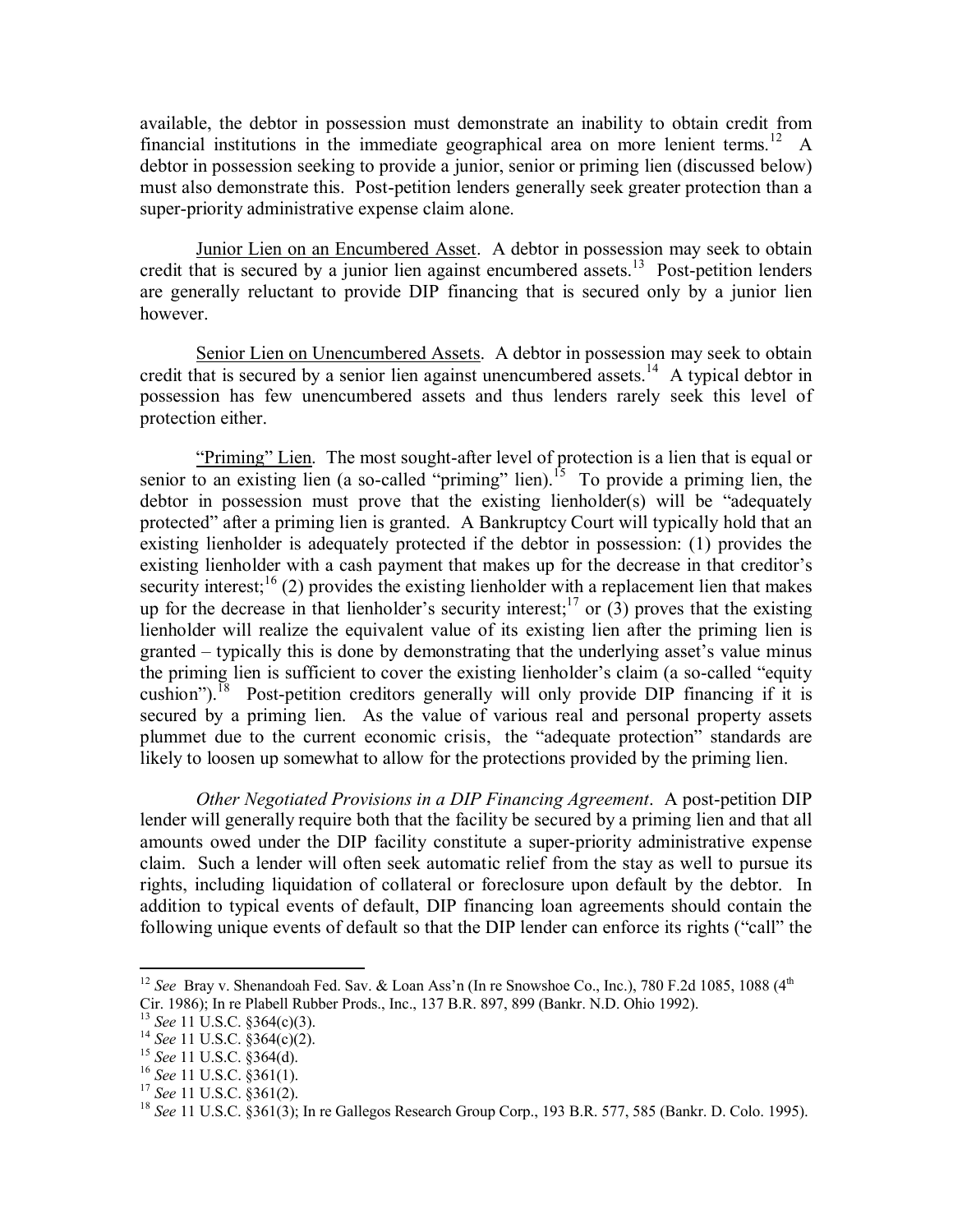available, the debtor in possession must demonstrate an inability to obtain credit from financial institutions in the immediate geographical area on more lenient terms.[12] A debtor in possession seeking to provide a junior, senior or priming lien (discussed below) must also demonstrate this. Post-petition lenders generally seek greater protection than a super-priority administrative expense claim alone.

Junior Lien on an Encumbered Asset. A debtor in possession may seek to obtain credit that is secured by a junior lien against encumbered assets.[13] Post-petition lenders are generally reluctant to provide DIP financing that is secured only by a junior lien however.

Senior Lien on Unencumbered Assets. A debtor in possession may seek to obtain credit that is secured by a senior lien against unencumbered assets.[14] A typical debtor in possession has few unencumbered assets and thus lenders rarely seek this level of protection either.

"Priming" Lien. The most sought-after level of protection is a lien that is equal or senior to an existing lien (a so-called "priming" lien).[15] To provide a priming lien, the debtor in possession must prove that the existing lienholder(s) will be "adequately protected" after a priming lien is granted. A Bankruptcy Court will typically hold that an existing lienholder is adequately protected if the debtor in possession: (1) provides the existing lienholder with a cash payment that makes up for the decrease in that creditor's security interest;[16] (2) provides the existing lienholder with a replacement lien that makes up for the decrease in that lienholder's security interest;[17] or (3) proves that the existing lienholder will realize the equivalent value of its existing lien after the priming lien is granted – typically this is done by demonstrating that the underlying asset's value minus the priming lien is sufficient to cover the existing lienholder's claim (a so-called "equity cushion").[18] Post-petition creditors generally will only provide DIP financing if it is secured by a priming lien. As the value of various real and personal property assets plummet due to the current economic crisis, the "adequate protection" standards are likely to loosen up somewhat to allow for the protections provided by the priming lien.

*Other Negotiated Provisions in a DIP Financing Agreement*. A post-petition DIP lender will generally require both that the facility be secured by a priming lien and that all amounts owed under the DIP facility constitute a super-priority administrative expense claim. Such a lender will often seek automatic relief from the stay as well to pursue its rights, including liquidation of collateral or foreclosure upon default by the debtor. In addition to typical events of default, DIP financing loan agreements should contain the following unique events of default so that the DIP lender can enforce its rights ("call" the

---

[12] *See* Bray v. Shenandoah Fed. Sav. & Loan Ass'n (In re Snowshoe Co., Inc.), 780 F.2d 1085, 1088 (4th Cir. 1986); In re Plabell Rubber Prods., Inc., 137 B.R. 897, 899 (Bankr. N.D. Ohio 1992).

[13] *See* 11 U.S.C. §364(c)(3).

[14] *See* 11 U.S.C. §364(c)(2).

[15] *See* 11 U.S.C. §364(d).

[16] *See* 11 U.S.C. §361(1).

[17] *See* 11 U.S.C. §361(2).

[18] *See* 11 U.S.C. §361(3); In re Gallegos Research Group Corp., 193 B.R. 577, 585 (Bankr. D. Colo. 1995).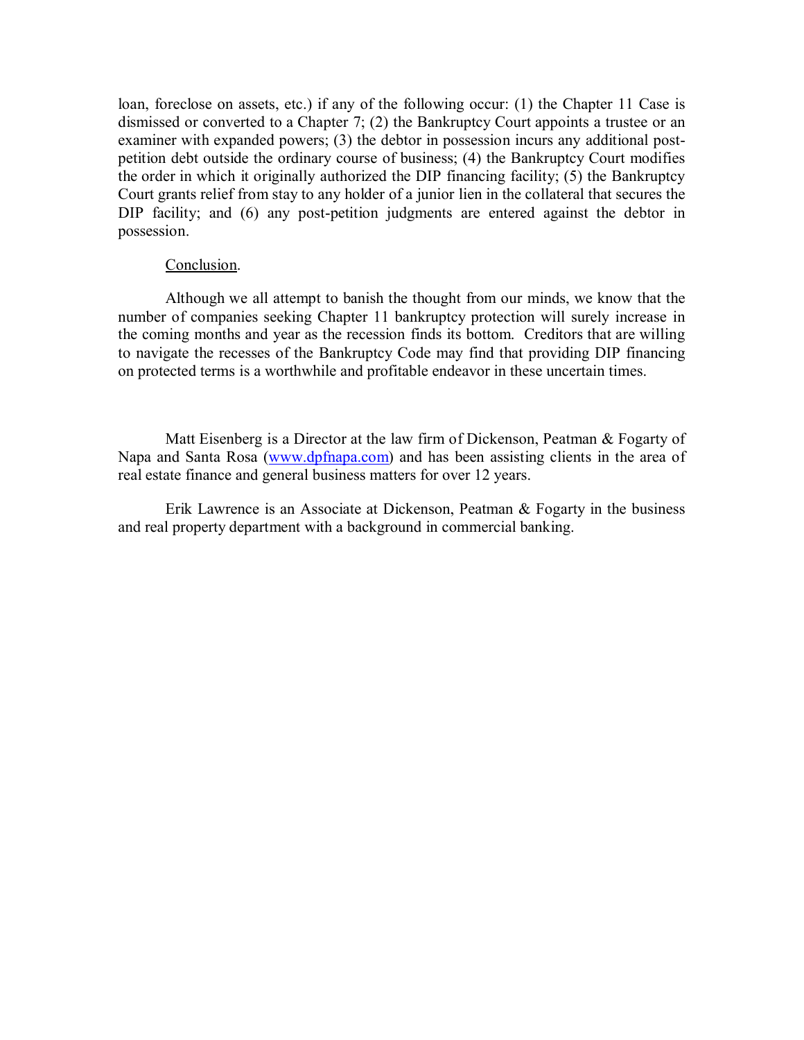loan, foreclose on assets, etc.) if any of the following occur: (1) the Chapter 11 Case is dismissed or converted to a Chapter 7; (2) the Bankruptcy Court appoints a trustee or an examiner with expanded powers; (3) the debtor in possession incurs any additional post-petition debt outside the ordinary course of business; (4) the Bankruptcy Court modifies the order in which it originally authorized the DIP financing facility; (5) the Bankruptcy Court grants relief from stay to any holder of a junior lien in the collateral that secures the DIP facility; and (6) any post-petition judgments are entered against the debtor in possession.

Conclusion.

Although we all attempt to banish the thought from our minds, we know that the number of companies seeking Chapter 11 bankruptcy protection will surely increase in the coming months and year as the recession finds its bottom. Creditors that are willing to navigate the recesses of the Bankruptcy Code may find that providing DIP financing on protected terms is a worthwhile and profitable endeavor in these uncertain times.

Matt Eisenberg is a Director at the law firm of Dickenson, Peatman & Fogarty of Napa and Santa Rosa (www.dpfnapa.com) and has been assisting clients in the area of real estate finance and general business matters for over 12 years.

Erik Lawrence is an Associate at Dickenson, Peatman & Fogarty in the business and real property department with a background in commercial banking.